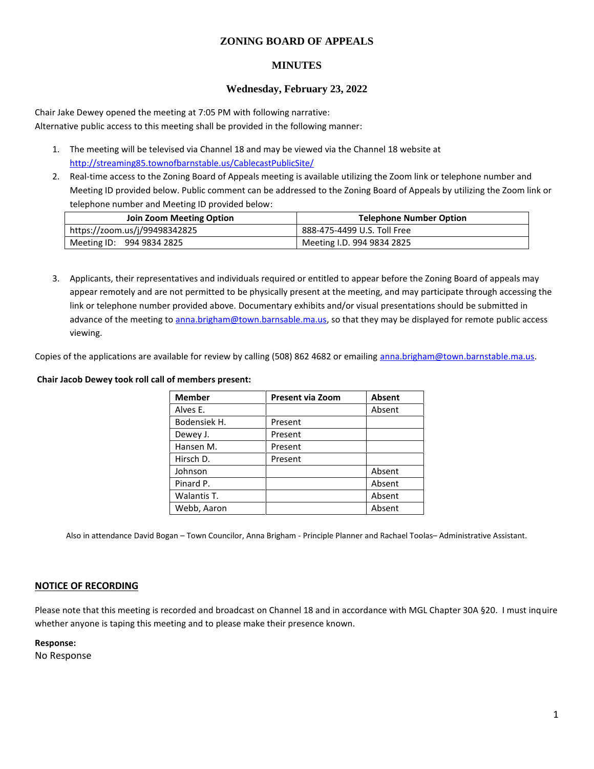# ZONING BOARD OF APPEALS

## MINUTES

### Wednesday, February 23, 2022

Chair Jake Dewey opened the meeting at 7:05 PM with following narrative:
Alternative public access to this meeting shall be provided in the following manner:

1. The meeting will be televised via Channel 18 and may be viewed via the Channel 18 website at http://streaming85.townofbarnstable.us/CablecastPublicSite/
2. Real-time access to the Zoning Board of Appeals meeting is available utilizing the Zoom link or telephone number and Meeting ID provided below. Public comment can be addressed to the Zoning Board of Appeals by utilizing the Zoom link or telephone number and Meeting ID provided below:

| Join Zoom Meeting Option | Telephone Number Option |
|---|---|
| https://zoom.us/j/99498342825 | 888-475-4499 U.S. Toll Free |
| Meeting ID: 994 9834 2825 | Meeting I.D. 994 9834 2825 |

3. Applicants, their representatives and individuals required or entitled to appear before the Zoning Board of appeals may appear remotely and are not permitted to be physically present at the meeting, and may participate through accessing the link or telephone number provided above. Documentary exhibits and/or visual presentations should be submitted in advance of the meeting to anna.brigham@town.barnsable.ma.us, so that they may be displayed for remote public access viewing.

Copies of the applications are available for review by calling (508) 862 4682 or emailing anna.brigham@town.barnstable.ma.us.

**Chair Jacob Dewey took roll call of members present:**

| Member | Present via Zoom | Absent |
|---|---|---|
| Alves E. | | Absent |
| Bodensiek H. | Present | |
| Dewey J. | Present | |
| Hansen M. | Present | |
| Hirsch D. | Present | |
| Johnson | | Absent |
| Pinard P. | | Absent |
| Walantis T. | | Absent |
| Webb, Aaron | | Absent |

Also in attendance David Bogan – Town Councilor, Anna Brigham - Principle Planner and Rachael Toolas– Administrative Assistant.

**NOTICE OF RECORDING**

Please note that this meeting is recorded and broadcast on Channel 18 and in accordance with MGL Chapter 30A §20. I must inquire whether anyone is taping this meeting and to please make their presence known.

**Response:**
No Response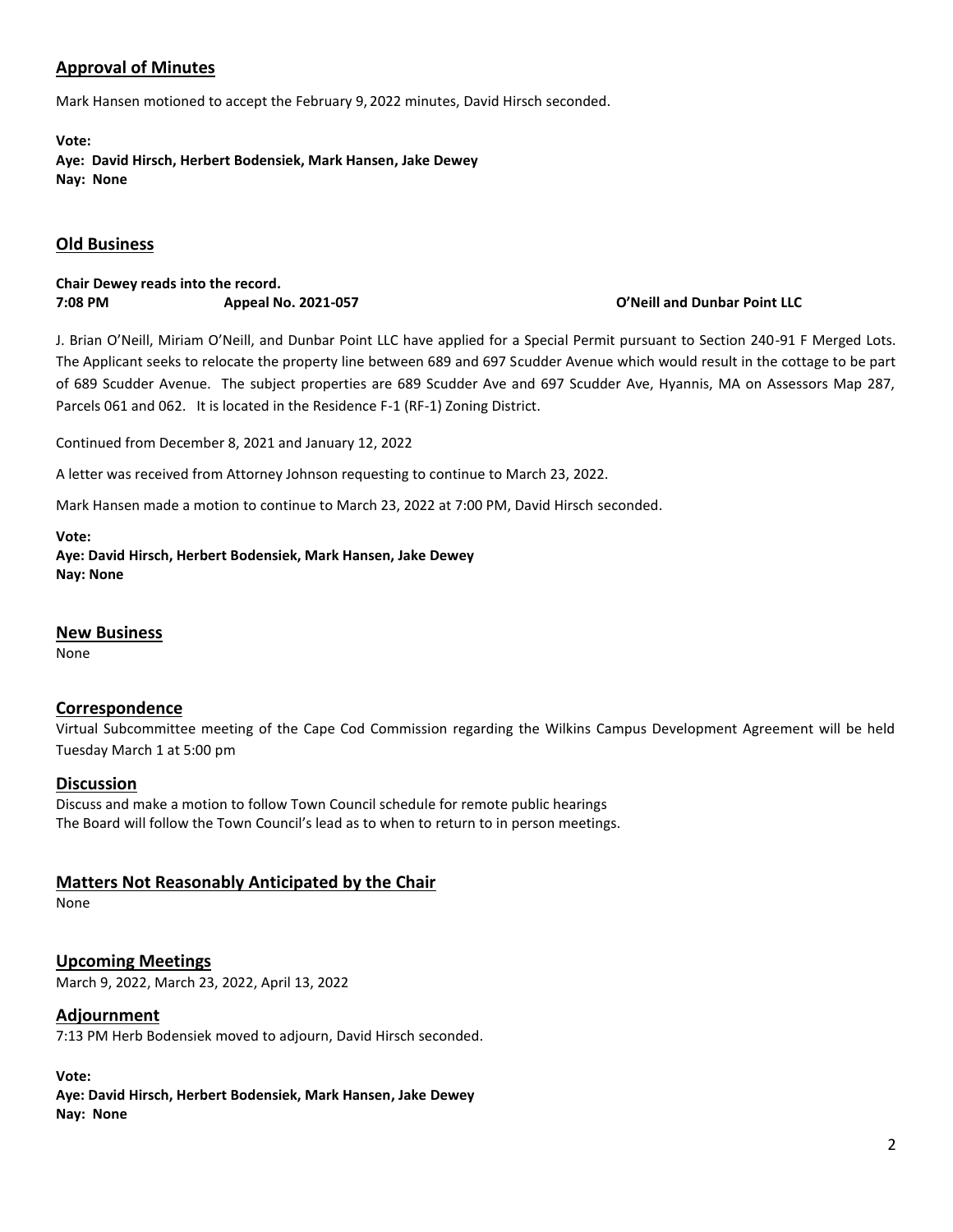## Approval of Minutes

Mark Hansen motioned to accept the February 9, 2022 minutes, David Hirsch seconded.

**Vote:**
**Aye: David Hirsch, Herbert Bodensiek, Mark Hansen, Jake Dewey**
**Nay: None**

## Old Business

**Chair Dewey reads into the record.**
**7:08 PM Appeal No. 2021-057 O'Neill and Dunbar Point LLC**

J. Brian O'Neill, Miriam O'Neill, and Dunbar Point LLC have applied for a Special Permit pursuant to Section 240-91 F Merged Lots. The Applicant seeks to relocate the property line between 689 and 697 Scudder Avenue which would result in the cottage to be part of 689 Scudder Avenue. The subject properties are 689 Scudder Ave and 697 Scudder Ave, Hyannis, MA on Assessors Map 287, Parcels 061 and 062. It is located in the Residence F-1 (RF-1) Zoning District.

Continued from December 8, 2021 and January 12, 2022

A letter was received from Attorney Johnson requesting to continue to March 23, 2022.

Mark Hansen made a motion to continue to March 23, 2022 at 7:00 PM, David Hirsch seconded.

**Vote:**
**Aye: David Hirsch, Herbert Bodensiek, Mark Hansen, Jake Dewey**
**Nay: None**

## New Business

None

## Correspondence

Virtual Subcommittee meeting of the Cape Cod Commission regarding the Wilkins Campus Development Agreement will be held Tuesday March 1 at 5:00 pm

## Discussion

Discuss and make a motion to follow Town Council schedule for remote public hearings
The Board will follow the Town Council's lead as to when to return to in person meetings.

## Matters Not Reasonably Anticipated by the Chair

None

## Upcoming Meetings

March 9, 2022, March 23, 2022, April 13, 2022

## Adjournment

7:13 PM Herb Bodensiek moved to adjourn, David Hirsch seconded.

**Vote:**
**Aye: David Hirsch, Herbert Bodensiek, Mark Hansen, Jake Dewey**
**Nay: None**